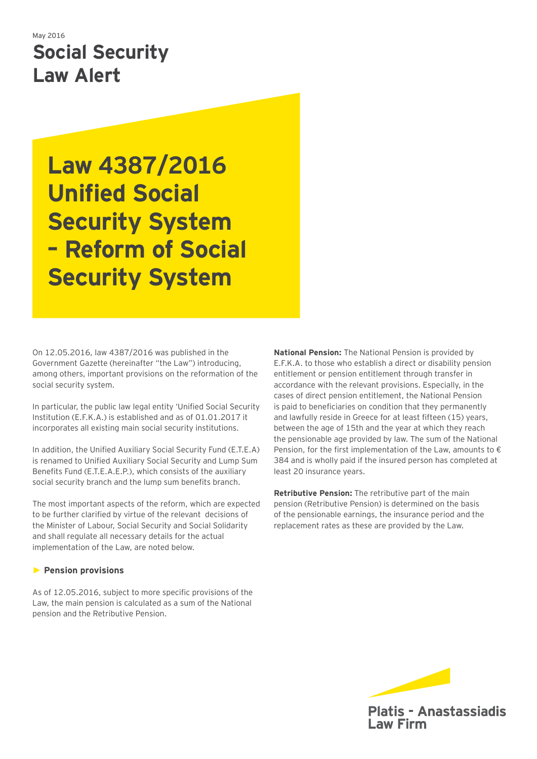May 2016

# Social Security Law Alert

# Law 4387/2016 Unified Social Security System – Reform of Social Security System

On 12.05.2016, law 4387/2016 was published in the Government Gazette (hereinafter "the Law") introducing, among others, important provisions on the reformation of the social security system.

In particular, the public law legal entity 'Unified Social Security Institution (E.F.K.A.) is established and as of 01.01.2017 it incorporates all existing main social security institutions.

In addition, the Unified Auxiliary Social Security Fund (E.T.E.A) is renamed to Unified Auxiliary Social Security and Lump Sum Benefits Fund (E.T.E.A.E.P.), which consists of the auxiliary social security branch and the lump sum benefits branch.

The most important aspects of the reform, which are expected to be further clarified by virtue of the relevant decisions of the Minister of Labour, Social Security and Social Solidarity and shall regulate all necessary details for the actual implementation of the Law, are noted below.

## ► Pension provisions

As of 12.05.2016, subject to more specific provisions of the Law, the main pension is calculated as a sum of the National pension and the Retributive Pension.

**National Pension:** The National Pension is provided by E.F.K.A. to those who establish a direct or disability pension entitlement or pension entitlement through transfer in accordance with the relevant provisions. Especially, in the cases of direct pension entitlement, the National Pension is paid to beneficiaries on condition that they permanently and lawfully reside in Greece for at least fifteen (15) years, between the age of 15th and the year at which they reach the pensionable age provided by law. The sum of the National Pension, for the first implementation of the Law, amounts to € 384 and is wholly paid if the insured person has completed at least 20 insurance years.

**Retributive Pension:** The retributive part of the main pension (Retributive Pension) is determined on the basis of the pensionable earnings, the insurance period and the replacement rates as these are provided by the Law.

Platis - Anastassiadis Law Firm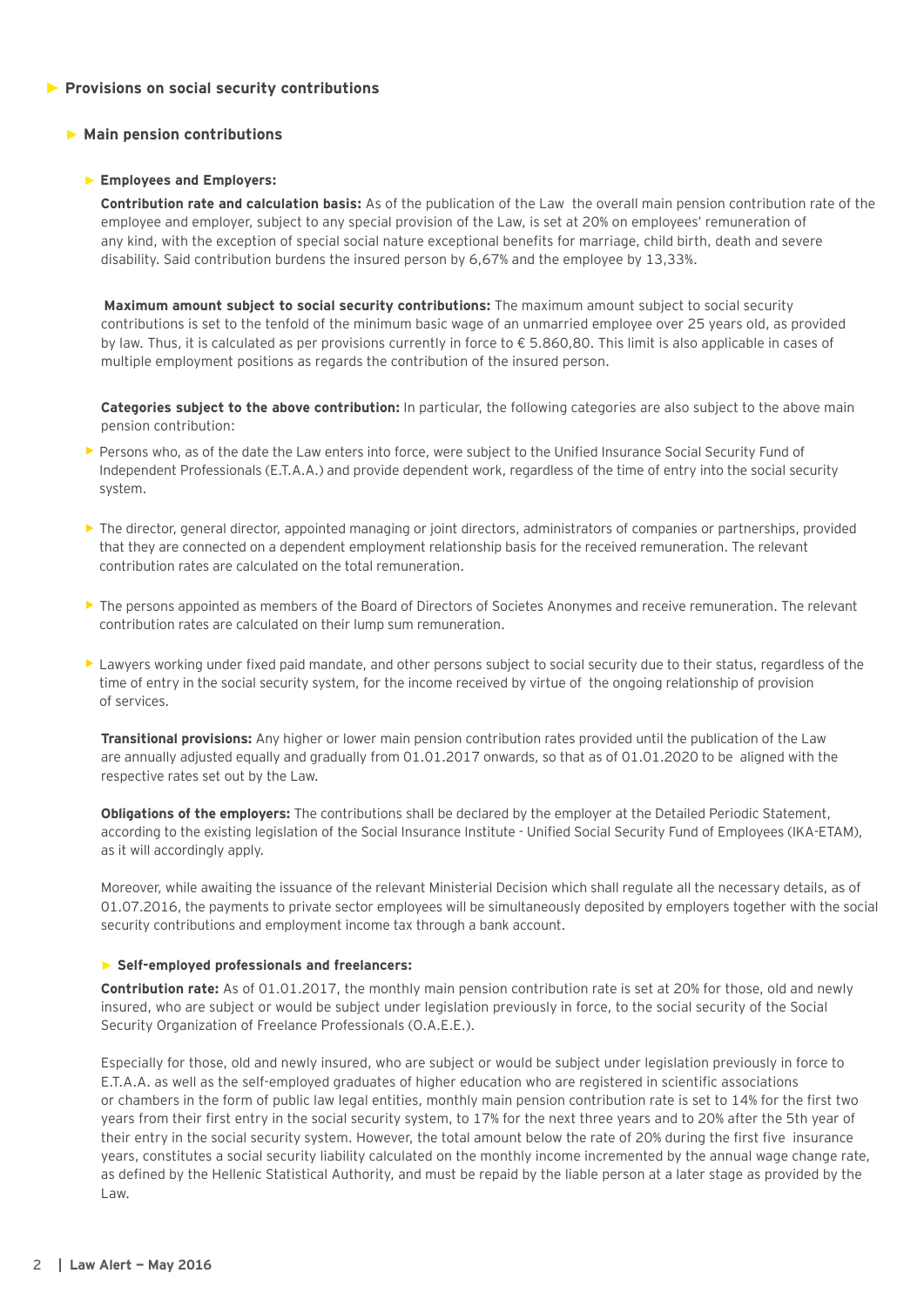## Provisions on social security contributions

### Main pension contributions

#### Employees and Employers:

**Contribution rate and calculation basis:** As of the publication of the Law the overall main pension contribution rate of the employee and employer, subject to any special provision of the Law, is set at 20% on employees' remuneration of any kind, with the exception of special social nature exceptional benefits for marriage, child birth, death and severe disability. Said contribution burdens the insured person by 6,67% and the employee by 13,33%.

**Maximum amount subject to social security contributions:** The maximum amount subject to social security contributions is set to the tenfold of the minimum basic wage of an unmarried employee over 25 years old, as provided by law. Thus, it is calculated as per provisions currently in force to € 5.860,80. This limit is also applicable in cases of multiple employment positions as regards the contribution of the insured person.

**Categories subject to the above contribution:** In particular, the following categories are also subject to the above main pension contribution:

- Persons who, as of the date the Law enters into force, were subject to the Unified Insurance Social Security Fund of Independent Professionals (E.T.A.A.) and provide dependent work, regardless of the time of entry into the social security system.
- The director, general director, appointed managing or joint directors, administrators of companies or partnerships, provided that they are connected on a dependent employment relationship basis for the received remuneration. The relevant contribution rates are calculated on the total remuneration.
- The persons appointed as members of the Board of Directors of Societes Anonymes and receive remuneration. The relevant contribution rates are calculated on their lump sum remuneration.
- Lawyers working under fixed paid mandate, and other persons subject to social security due to their status, regardless of the time of entry in the social security system, for the income received by virtue of the ongoing relationship of provision of services.

**Transitional provisions:** Any higher or lower main pension contribution rates provided until the publication of the Law are annually adjusted equally and gradually from 01.01.2017 onwards, so that as of 01.01.2020 to be aligned with the respective rates set out by the Law.

**Obligations of the employers:** The contributions shall be declared by the employer at the Detailed Periodic Statement, according to the existing legislation of the Social Insurance Institute - Unified Social Security Fund of Employees (IKA-ETAM), as it will accordingly apply.

Moreover, while awaiting the issuance of the relevant Ministerial Decision which shall regulate all the necessary details, as of 01.07.2016, the payments to private sector employees will be simultaneously deposited by employers together with the social security contributions and employment income tax through a bank account.

#### Self-employed professionals and freelancers:

**Contribution rate:** As of 01.01.2017, the monthly main pension contribution rate is set at 20% for those, old and newly insured, who are subject or would be subject under legislation previously in force, to the social security of the Social Security Organization of Freelance Professionals (O.A.E.E.).

Especially for those, old and newly insured, who are subject or would be subject under legislation previously in force to E.T.A.A. as well as the self-employed graduates of higher education who are registered in scientific associations or chambers in the form of public law legal entities, monthly main pension contribution rate is set to 14% for the first two years from their first entry in the social security system, to 17% for the next three years and to 20% after the 5th year of their entry in the social security system. However, the total amount below the rate of 20% during the first five insurance years, constitutes a social security liability calculated on the monthly income incremented by the annual wage change rate, as defined by the Hellenic Statistical Authority, and must be repaid by the liable person at a later stage as provided by the Law.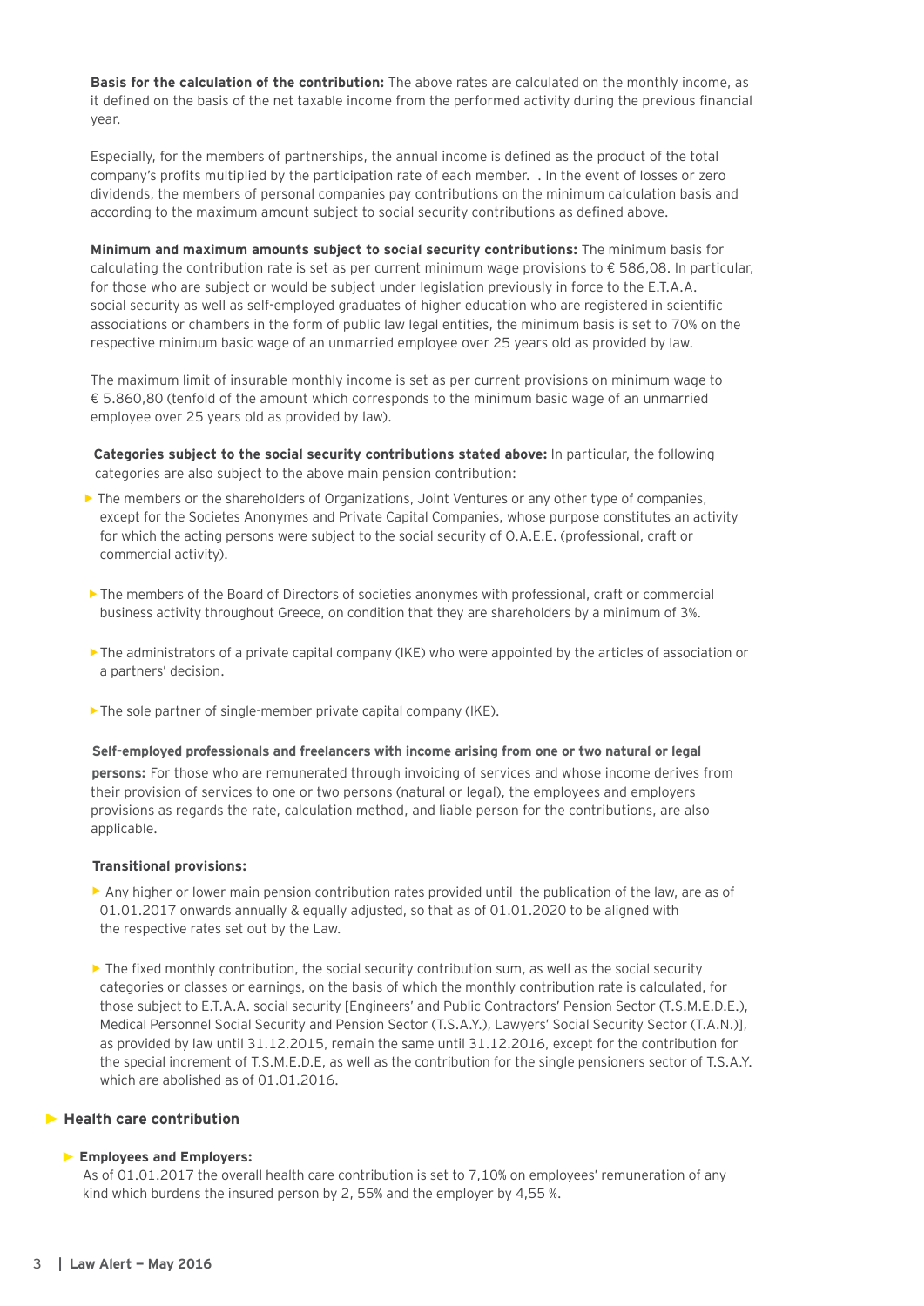**Basis for the calculation of the contribution:** The above rates are calculated on the monthly income, as it defined on the basis of the net taxable income from the performed activity during the previous financial year.

Especially, for the members of partnerships, the annual income is defined as the product of the total company's profits multiplied by the participation rate of each member. . In the event of losses or zero dividends, the members of personal companies pay contributions on the minimum calculation basis and according to the maximum amount subject to social security contributions as defined above.

**Minimum and maximum amounts subject to social security contributions:** The minimum basis for calculating the contribution rate is set as per current minimum wage provisions to € 586,08. In particular, for those who are subject or would be subject under legislation previously in force to the E.T.A.A. social security as well as self-employed graduates of higher education who are registered in scientific associations or chambers in the form of public law legal entities, the minimum basis is set to 70% on the respective minimum basic wage of an unmarried employee over 25 years old as provided by law.

The maximum limit of insurable monthly income is set as per current provisions on minimum wage to € 5.860,80 (tenfold of the amount which corresponds to the minimum basic wage of an unmarried employee over 25 years old as provided by law).

**Categories subject to the social security contributions stated above:** In particular, the following categories are also subject to the above main pension contribution:

- The members or the shareholders of Organizations, Joint Ventures or any other type of companies, except for the Societes Anonymes and Private Capital Companies, whose purpose constitutes an activity for which the acting persons were subject to the social security of O.A.E.E. (professional, craft or commercial activity).
- The members of the Board of Directors of societies anonymes with professional, craft or commercial business activity throughout Greece, on condition that they are shareholders by a minimum of 3%.
- The administrators of a private capital company (IKE) who were appointed by the articles of association or a partners' decision.
- The sole partner of single-member private capital company (IKE).

**Self-employed professionals and freelancers with income arising from one or two natural or legal persons:** For those who are remunerated through invoicing of services and whose income derives from their provision of services to one or two persons (natural or legal), the employees and employers provisions as regards the rate, calculation method, and liable person for the contributions, are also applicable.

**Transitional provisions:**

- Any higher or lower main pension contribution rates provided until the publication of the law, are as of 01.01.2017 onwards annually & equally adjusted, so that as of 01.01.2020 to be aligned with the respective rates set out by the Law.
- The fixed monthly contribution, the social security contribution sum, as well as the social security categories or classes or earnings, on the basis of which the monthly contribution rate is calculated, for those subject to E.T.A.A. social security [Engineers' and Public Contractors' Pension Sector (T.S.M.E.D.E.), Medical Personnel Social Security and Pension Sector (T.S.A.Y.), Lawyers' Social Security Sector (T.A.N.)], as provided by law until 31.12.2015, remain the same until 31.12.2016, except for the contribution for the special increment of T.S.M.E.D.E, as well as the contribution for the single pensioners sector of T.S.A.Y. which are abolished as of 01.01.2016.

## Health care contribution

### Employees and Employers:

As of 01.01.2017 the overall health care contribution is set to 7,10% on employees' remuneration of any kind which burdens the insured person by 2, 55% and the employer by 4,55 %.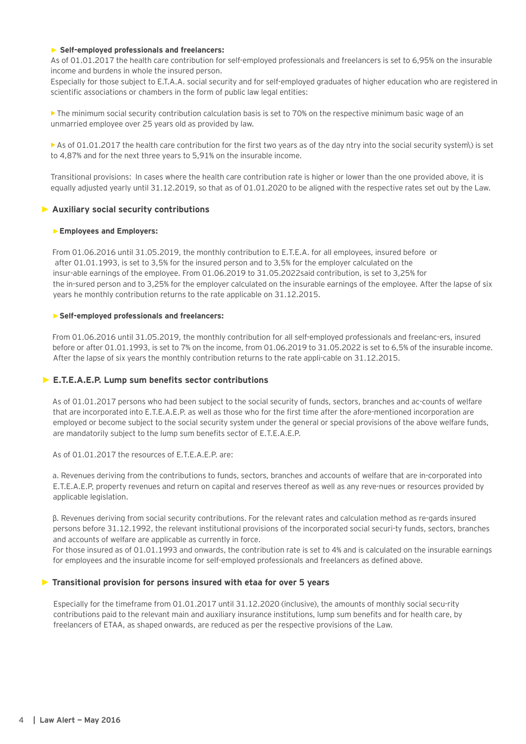- **Self-employed professionals and freelancers:**

As of 01.01.2017 the health care contribution for self-employed professionals and freelancers is set to 6,95% on the insurable income and burdens in whole the insured person.

Especially for those subject to E.T.A.A. social security and for self-employed graduates of higher education who are registered in scientific associations or chambers in the form of public law legal entities:

- The minimum social security contribution calculation basis is set to 70% on the respective minimum basic wage of an unmarried employee over 25 years old as provided by law.

- As of 01.01.2017 the health care contribution for the first two years as of the day ntry into the social security system\) is set to 4,87% and for the next three years to 5,91% on the insurable income.

Transitional provisions: In cases where the health care contribution rate is higher or lower than the one provided above, it is equally adjusted yearly until 31.12.2019, so that as of 01.01.2020 to be aligned with the respective rates set out by the Law.

## Auxiliary social security contributions

- **Employees and Employers:**

From 01.06.2016 until 31.05.2019, the monthly contribution to E.T.E.A. for all employees, insured before or after 01.01.1993, is set to 3,5% for the insured person and to 3,5% for the employer calculated on the insur-able earnings of the employee. From 01.06.2019 to 31.05.2022said contribution, is set to 3,25% for the in-sured person and to 3,25% for the employer calculated on the insurable earnings of the employee. After the lapse of six years he monthly contribution returns to the rate applicable on 31.12.2015.

- **Self-employed professionals and freelancers:**

From 01.06.2016 until 31.05.2019, the monthly contribution for all self-employed professionals and freelanc-ers, insured before or after 01.01.1993, is set to 7% on the income, from 01.06.2019 to 31.05.2022 is set to 6,5% of the insurable income. After the lapse of six years the monthly contribution returns to the rate appli-cable on 31.12.2015.

## E.T.E.A.E.P. Lump sum benefits sector contributions

As of 01.01.2017 persons who had been subject to the social security of funds, sectors, branches and ac-counts of welfare that are incorporated into E.T.E.A.E.P. as well as those who for the first time after the afore-mentioned incorporation are employed or become subject to the social security system under the general or special provisions of the above welfare funds, are mandatorily subject to the lump sum benefits sector of E.T.E.A.E.P.

As of 01.01.2017 the resources of E.T.E.A.E.P. are:

a. Revenues deriving from the contributions to funds, sectors, branches and accounts of welfare that are in-corporated into E.T.E.A.E.P, property revenues and return on capital and reserves thereof as well as any reve-nues or resources provided by applicable legislation.

β. Revenues deriving from social security contributions. For the relevant rates and calculation method as re-gards insured persons before 31.12.1992, the relevant institutional provisions of the incorporated social securi-ty funds, sectors, branches and accounts of welfare are applicable as currently in force.

For those insured as of 01.01.1993 and onwards, the contribution rate is set to 4% and is calculated on the insurable earnings for employees and the insurable income for self-employed professionals and freelancers as defined above.

## Transitional provision for persons insured with etaa for over 5 years

Especially for the timeframe from 01.01.2017 until 31.12.2020 (inclusive), the amounts of monthly social secu-rity contributions paid to the relevant main and auxiliary insurance institutions, lump sum benefits and for health care, by freelancers of ETAA, as shaped onwards, are reduced as per the respective provisions of the Law.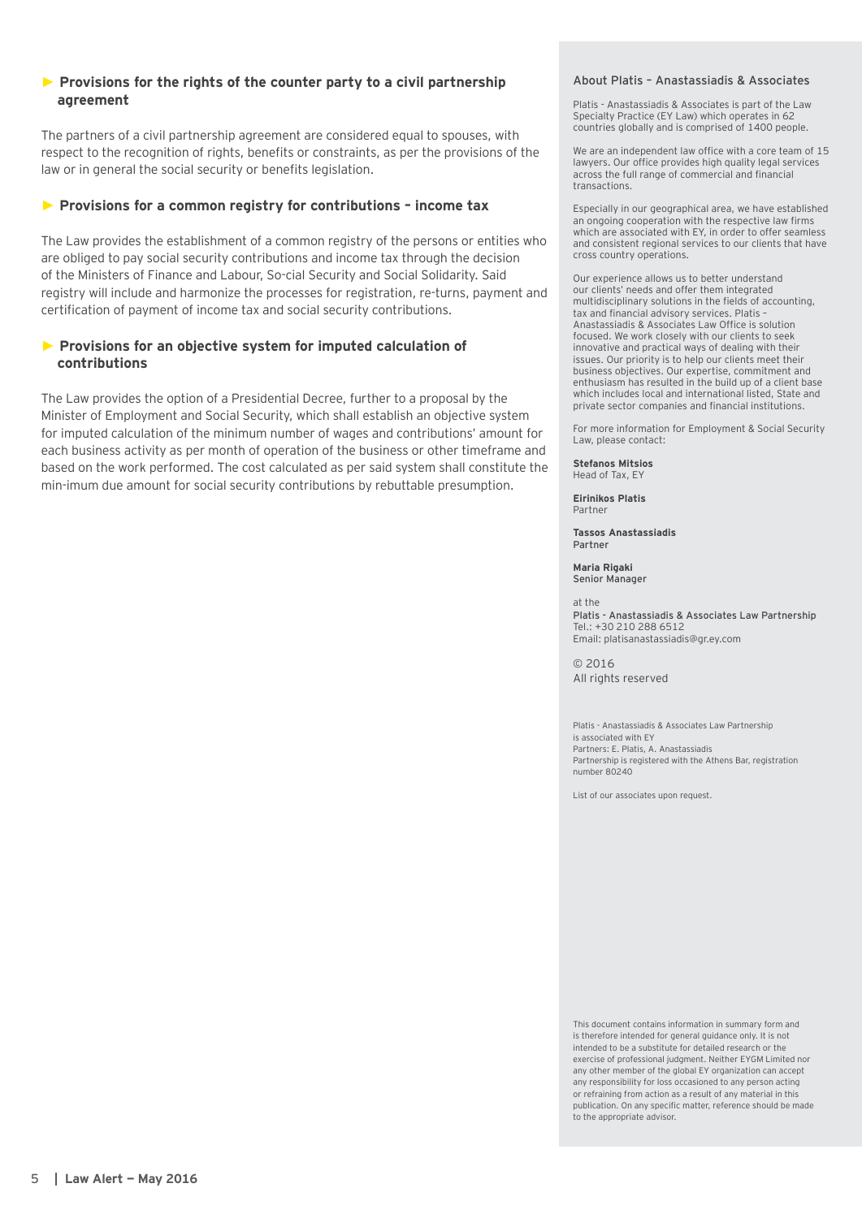## Provisions for the rights of the counter party to a civil partnership agreement

The partners of a civil partnership agreement are considered equal to spouses, with respect to the recognition of rights, benefits or constraints, as per the provisions of the law or in general the social security or benefits legislation.

## Provisions for a common registry for contributions – income tax

The Law provides the establishment of a common registry of the persons or entities who are obliged to pay social security contributions and income tax through the decision of the Ministers of Finance and Labour, So-cial Security and Social Solidarity. Said registry will include and harmonize the processes for registration, re-turns, payment and certification of payment of income tax and social security contributions.

## Provisions for an objective system for imputed calculation of contributions

The Law provides the option of a Presidential Decree, further to a proposal by the Minister of Employment and Social Security, which shall establish an objective system for imputed calculation of the minimum number of wages and contributions' amount for each business activity as per month of operation of the business or other timeframe and based on the work performed. The cost calculated as per said system shall constitute the min-imum due amount for social security contributions by rebuttable presumption.

### About Platis – Anastassiadis & Associates

Platis - Anastassiadis & Associates is part of the Law Specialty Practice (EY Law) which operates in 62 countries globally and is comprised of 1400 people.

We are an independent law office with a core team of 15 lawyers. Our office provides high quality legal services across the full range of commercial and financial transactions.

Especially in our geographical area, we have established an ongoing cooperation with the respective law firms which are associated with EY, in order to offer seamless and consistent regional services to our clients that have cross country operations.

Our experience allows us to better understand our clients' needs and offer them integrated multidisciplinary solutions in the fields of accounting, tax and financial advisory services. Platis – Anastassiadis & Associates Law Office is solution focused. We work closely with our clients to seek innovative and practical ways of dealing with their issues. Our priority is to help our clients meet their business objectives. Our expertise, commitment and enthusiasm has resulted in the build up of a client base which includes local and international listed, State and private sector companies and financial institutions.

For more information for Employment & Social Security Law, please contact:

**Stefanos Mitsios**
Head of Tax, EY

**Eirinikos Platis**
Partner

**Tassos Anastassiadis**
Partner

**Maria Rigaki**
Senior Manager

at the
Platis - Anastassiadis & Associates Law Partnership
Tel.: +30 210 288 6512
Email: platisanastassiadis@gr.ey.com

© 2016
All rights reserved

Platis - Anastassiadis & Associates Law Partnership is associated with EY
Partners: E. Platis, A. Anastassiadis
Partnership is registered with the Athens Bar, registration number 80240

List of our associates upon request.

This document contains information in summary form and is therefore intended for general guidance only. It is not intended to be a substitute for detailed research or the exercise of professional judgment. Neither EYGM Limited nor any other member of the global EY organization can accept any responsibility for loss occasioned to any person acting or refraining from action as a result of any material in this publication. On any specific matter, reference should be made to the appropriate advisor.